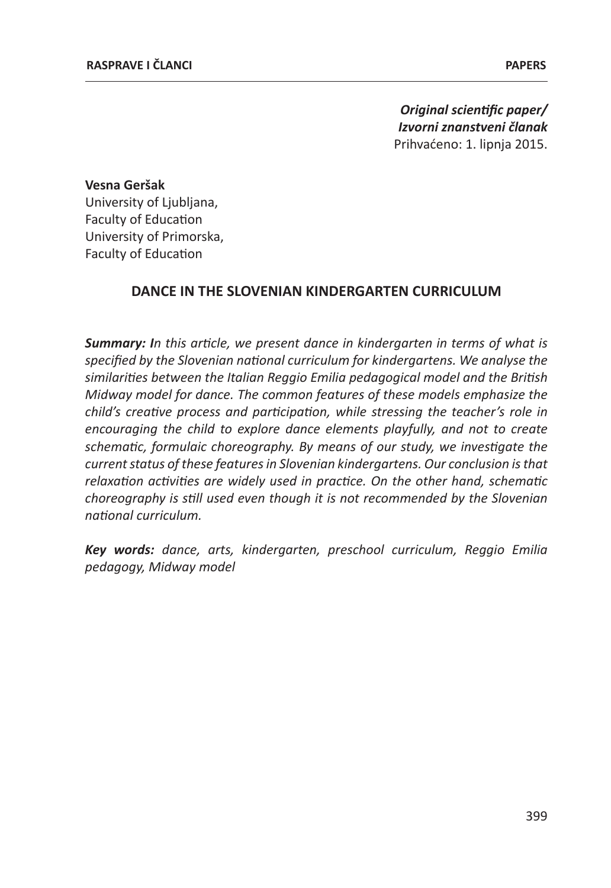*Original scientific paper/*
*Izvorni znanstveni članak*
Prihvaćeno: 1. lipnja 2015.

**Vesna Geršak**
University of Ljubljana,
Faculty of Education
University of Primorska,
Faculty of Education

# DANCE IN THE SLOVENIAN KINDERGARTEN CURRICULUM

***Summary:*** *In this article, we present dance in kindergarten in terms of what is specified by the Slovenian national curriculum for kindergartens. We analyse the similarities between the Italian Reggio Emilia pedagogical model and the British Midway model for dance. The common features of these models emphasize the child's creative process and participation, while stressing the teacher's role in encouraging the child to explore dance elements playfully, and not to create schematic, formulaic choreography. By means of our study, we investigate the current status of these features in Slovenian kindergartens. Our conclusion is that relaxation activities are widely used in practice. On the other hand, schematic choreography is still used even though it is not recommended by the Slovenian national curriculum.*

***Key words:*** *dance, arts, kindergarten, preschool curriculum, Reggio Emilia pedagogy, Midway model*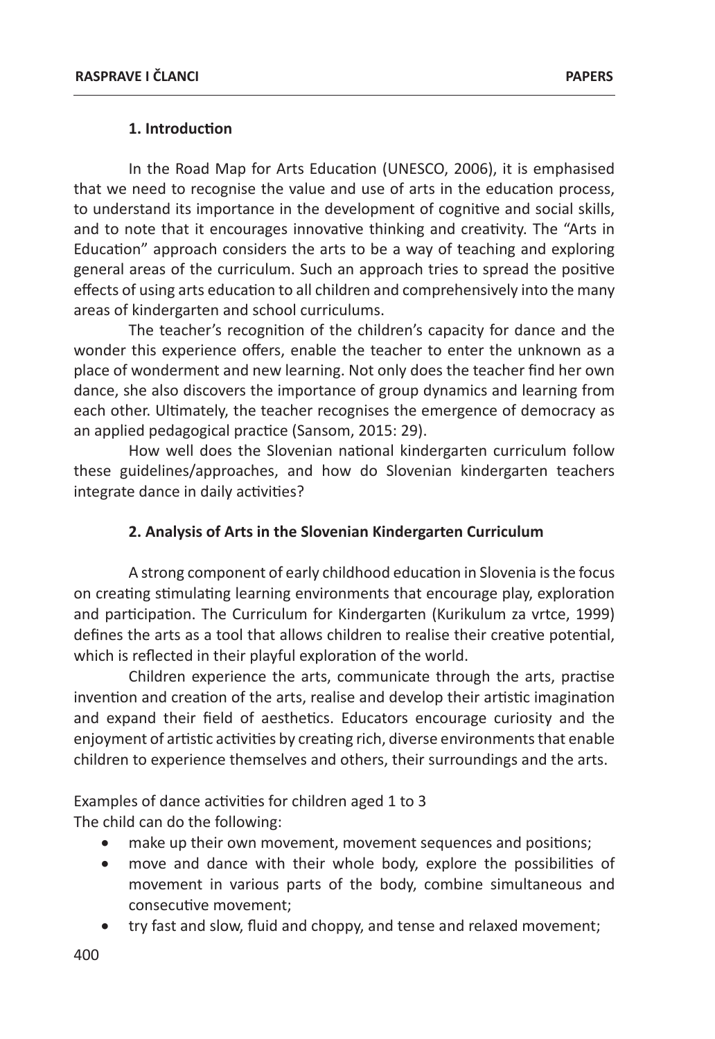## 1. Introduction

In the Road Map for Arts Education (UNESCO, 2006), it is emphasised that we need to recognise the value and use of arts in the education process, to understand its importance in the development of cognitive and social skills, and to note that it encourages innovative thinking and creativity. The "Arts in Education" approach considers the arts to be a way of teaching and exploring general areas of the curriculum. Such an approach tries to spread the positive effects of using arts education to all children and comprehensively into the many areas of kindergarten and school curriculums.

The teacher's recognition of the children's capacity for dance and the wonder this experience offers, enable the teacher to enter the unknown as a place of wonderment and new learning. Not only does the teacher find her own dance, she also discovers the importance of group dynamics and learning from each other. Ultimately, the teacher recognises the emergence of democracy as an applied pedagogical practice (Sansom, 2015: 29).

How well does the Slovenian national kindergarten curriculum follow these guidelines/approaches, and how do Slovenian kindergarten teachers integrate dance in daily activities?

## 2. Analysis of Arts in the Slovenian Kindergarten Curriculum

A strong component of early childhood education in Slovenia is the focus on creating stimulating learning environments that encourage play, exploration and participation. The Curriculum for Kindergarten (Kurikulum za vrtce, 1999) defines the arts as a tool that allows children to realise their creative potential, which is reflected in their playful exploration of the world.

Children experience the arts, communicate through the arts, practise invention and creation of the arts, realise and develop their artistic imagination and expand their field of aesthetics. Educators encourage curiosity and the enjoyment of artistic activities by creating rich, diverse environments that enable children to experience themselves and others, their surroundings and the arts.

Examples of dance activities for children aged 1 to 3
The child can do the following:

- make up their own movement, movement sequences and positions;
- move and dance with their whole body, explore the possibilities of movement in various parts of the body, combine simultaneous and consecutive movement;
- try fast and slow, fluid and choppy, and tense and relaxed movement;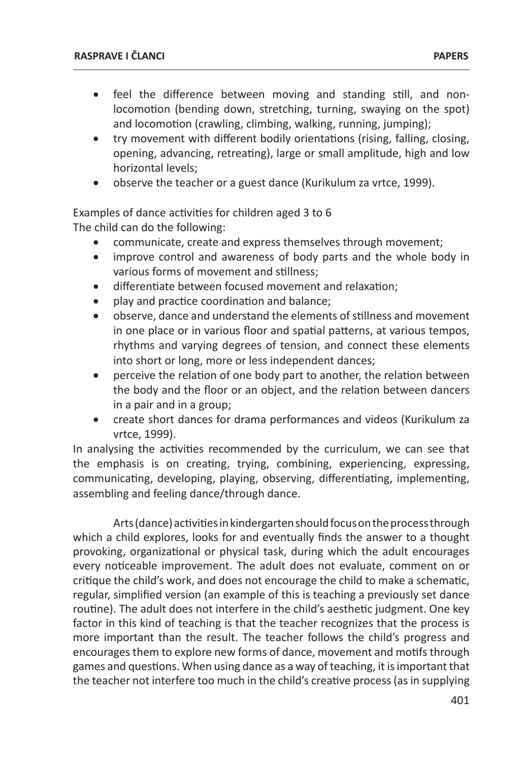- feel the difference between moving and standing still, and non-locomotion (bending down, stretching, turning, swaying on the spot) and locomotion (crawling, climbing, walking, running, jumping);
- try movement with different bodily orientations (rising, falling, closing, opening, advancing, retreating), large or small amplitude, high and low horizontal levels;
- observe the teacher or a guest dance (Kurikulum za vrtce, 1999).

Examples of dance activities for children aged 3 to 6
The child can do the following:

- communicate, create and express themselves through movement;
- improve control and awareness of body parts and the whole body in various forms of movement and stillness;
- differentiate between focused movement and relaxation;
- play and practice coordination and balance;
- observe, dance and understand the elements of stillness and movement in one place or in various floor and spatial patterns, at various tempos, rhythms and varying degrees of tension, and connect these elements into short or long, more or less independent dances;
- perceive the relation of one body part to another, the relation between the body and the floor or an object, and the relation between dancers in a pair and in a group;
- create short dances for drama performances and videos (Kurikulum za vrtce, 1999).

In analysing the activities recommended by the curriculum, we can see that the emphasis is on creating, trying, combining, experiencing, expressing, communicating, developing, playing, observing, differentiating, implementing, assembling and feeling dance/through dance.

Arts (dance) activities in kindergarten should focus on the process through which a child explores, looks for and eventually finds the answer to a thought provoking, organizational or physical task, during which the adult encourages every noticeable improvement. The adult does not evaluate, comment on or critique the child's work, and does not encourage the child to make a schematic, regular, simplified version (an example of this is teaching a previously set dance routine). The adult does not interfere in the child's aesthetic judgment. One key factor in this kind of teaching is that the teacher recognizes that the process is more important than the result. The teacher follows the child's progress and encourages them to explore new forms of dance, movement and motifs through games and questions. When using dance as a way of teaching, it is important that the teacher not interfere too much in the child's creative process (as in supplying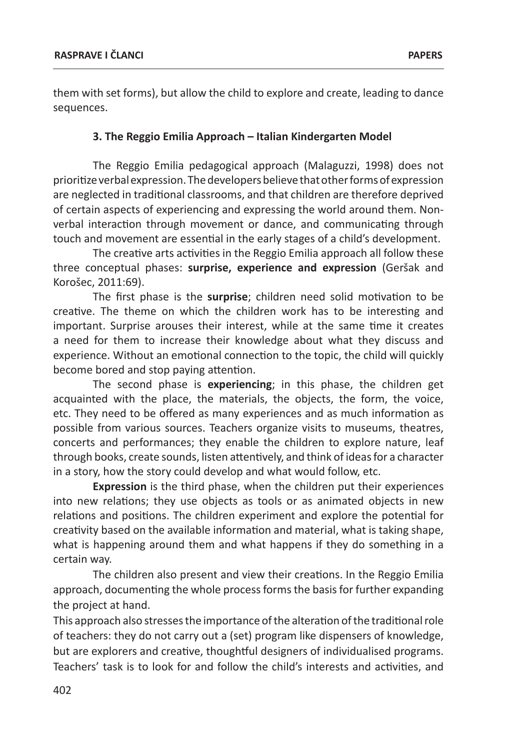them with set forms), but allow the child to explore and create, leading to dance sequences.

### 3. The Reggio Emilia Approach – Italian Kindergarten Model

The Reggio Emilia pedagogical approach (Malaguzzi, 1998) does not prioritize verbal expression. The developers believe that other forms of expression are neglected in traditional classrooms, and that children are therefore deprived of certain aspects of experiencing and expressing the world around them. Non-verbal interaction through movement or dance, and communicating through touch and movement are essential in the early stages of a child's development.

The creative arts activities in the Reggio Emilia approach all follow these three conceptual phases: **surprise, experience and expression** (Geršak and Korošec, 2011:69).

The first phase is the **surprise**; children need solid motivation to be creative. The theme on which the children work has to be interesting and important. Surprise arouses their interest, while at the same time it creates a need for them to increase their knowledge about what they discuss and experience. Without an emotional connection to the topic, the child will quickly become bored and stop paying attention.

The second phase is **experiencing**; in this phase, the children get acquainted with the place, the materials, the objects, the form, the voice, etc. They need to be offered as many experiences and as much information as possible from various sources. Teachers organize visits to museums, theatres, concerts and performances; they enable the children to explore nature, leaf through books, create sounds, listen attentively, and think of ideas for a character in a story, how the story could develop and what would follow, etc.

**Expression** is the third phase, when the children put their experiences into new relations; they use objects as tools or as animated objects in new relations and positions. The children experiment and explore the potential for creativity based on the available information and material, what is taking shape, what is happening around them and what happens if they do something in a certain way.

The children also present and view their creations. In the Reggio Emilia approach, documenting the whole process forms the basis for further expanding the project at hand.

This approach also stresses the importance of the alteration of the traditional role of teachers: they do not carry out a (set) program like dispensers of knowledge, but are explorers and creative, thoughtful designers of individualised programs. Teachers' task is to look for and follow the child's interests and activities, and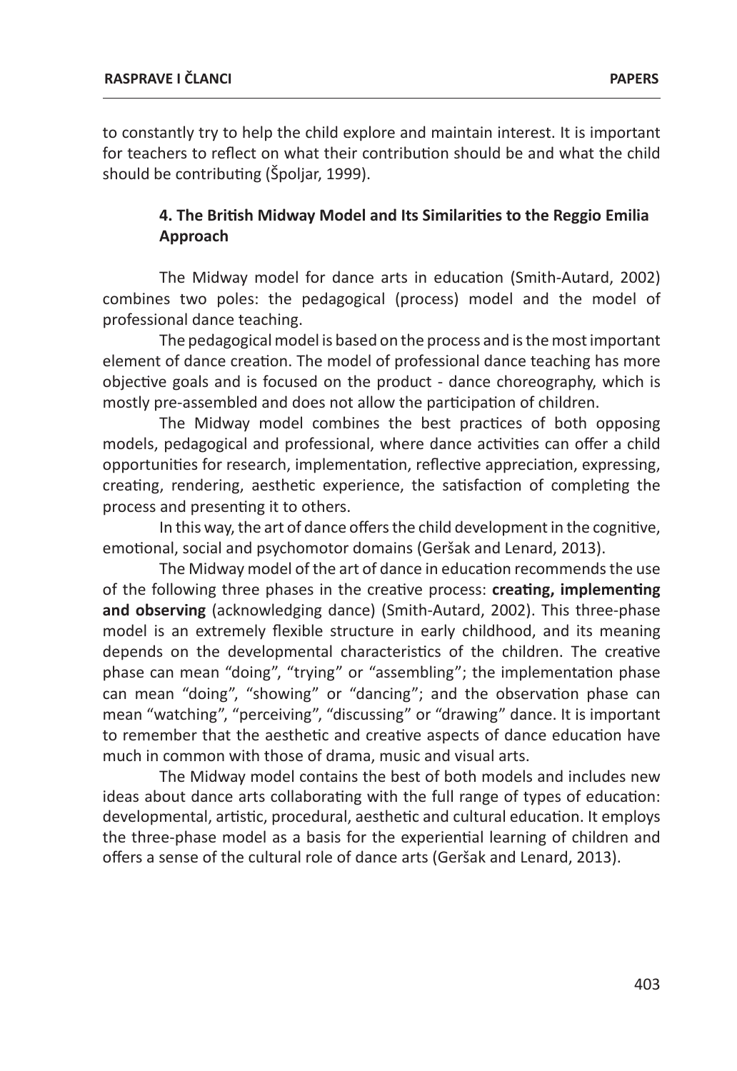to constantly try to help the child explore and maintain interest. It is important for teachers to reflect on what their contribution should be and what the child should be contributing (Špoljar, 1999).

## 4. The British Midway Model and Its Similarities to the Reggio Emilia Approach

The Midway model for dance arts in education (Smith-Autard, 2002) combines two poles: the pedagogical (process) model and the model of professional dance teaching.

The pedagogical model is based on the process and is the most important element of dance creation. The model of professional dance teaching has more objective goals and is focused on the product - dance choreography, which is mostly pre-assembled and does not allow the participation of children.

The Midway model combines the best practices of both opposing models, pedagogical and professional, where dance activities can offer a child opportunities for research, implementation, reflective appreciation, expressing, creating, rendering, aesthetic experience, the satisfaction of completing the process and presenting it to others.

In this way, the art of dance offers the child development in the cognitive, emotional, social and psychomotor domains (Geršak and Lenard, 2013).

The Midway model of the art of dance in education recommends the use of the following three phases in the creative process: **creating, implementing and observing** (acknowledging dance) (Smith-Autard, 2002). This three-phase model is an extremely flexible structure in early childhood, and its meaning depends on the developmental characteristics of the children. The creative phase can mean "doing", "trying" or "assembling"; the implementation phase can mean "doing", "showing" or "dancing"; and the observation phase can mean "watching", "perceiving", "discussing" or "drawing" dance. It is important to remember that the aesthetic and creative aspects of dance education have much in common with those of drama, music and visual arts.

The Midway model contains the best of both models and includes new ideas about dance arts collaborating with the full range of types of education: developmental, artistic, procedural, aesthetic and cultural education. It employs the three-phase model as a basis for the experiential learning of children and offers a sense of the cultural role of dance arts (Geršak and Lenard, 2013).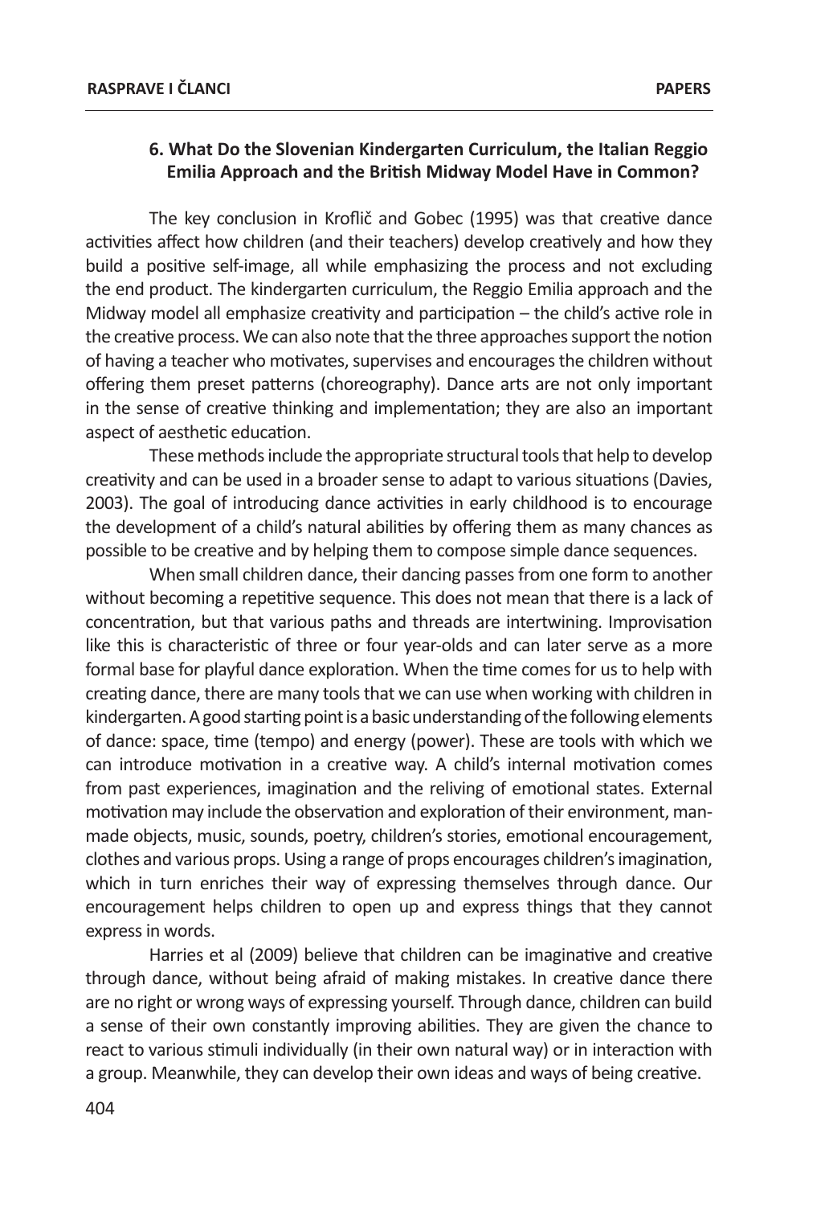## 6. What Do the Slovenian Kindergarten Curriculum, the Italian Reggio Emilia Approach and the British Midway Model Have in Common?

The key conclusion in Kroflič and Gobec (1995) was that creative dance activities affect how children (and their teachers) develop creatively and how they build a positive self-image, all while emphasizing the process and not excluding the end product. The kindergarten curriculum, the Reggio Emilia approach and the Midway model all emphasize creativity and participation – the child's active role in the creative process. We can also note that the three approaches support the notion of having a teacher who motivates, supervises and encourages the children without offering them preset patterns (choreography). Dance arts are not only important in the sense of creative thinking and implementation; they are also an important aspect of aesthetic education.

These methods include the appropriate structural tools that help to develop creativity and can be used in a broader sense to adapt to various situations (Davies, 2003). The goal of introducing dance activities in early childhood is to encourage the development of a child's natural abilities by offering them as many chances as possible to be creative and by helping them to compose simple dance sequences.

When small children dance, their dancing passes from one form to another without becoming a repetitive sequence. This does not mean that there is a lack of concentration, but that various paths and threads are intertwining. Improvisation like this is characteristic of three or four year-olds and can later serve as a more formal base for playful dance exploration. When the time comes for us to help with creating dance, there are many tools that we can use when working with children in kindergarten. A good starting point is a basic understanding of the following elements of dance: space, time (tempo) and energy (power). These are tools with which we can introduce motivation in a creative way. A child's internal motivation comes from past experiences, imagination and the reliving of emotional states. External motivation may include the observation and exploration of their environment, man-made objects, music, sounds, poetry, children's stories, emotional encouragement, clothes and various props. Using a range of props encourages children's imagination, which in turn enriches their way of expressing themselves through dance. Our encouragement helps children to open up and express things that they cannot express in words.

Harries et al (2009) believe that children can be imaginative and creative through dance, without being afraid of making mistakes. In creative dance there are no right or wrong ways of expressing yourself. Through dance, children can build a sense of their own constantly improving abilities. They are given the chance to react to various stimuli individually (in their own natural way) or in interaction with a group. Meanwhile, they can develop their own ideas and ways of being creative.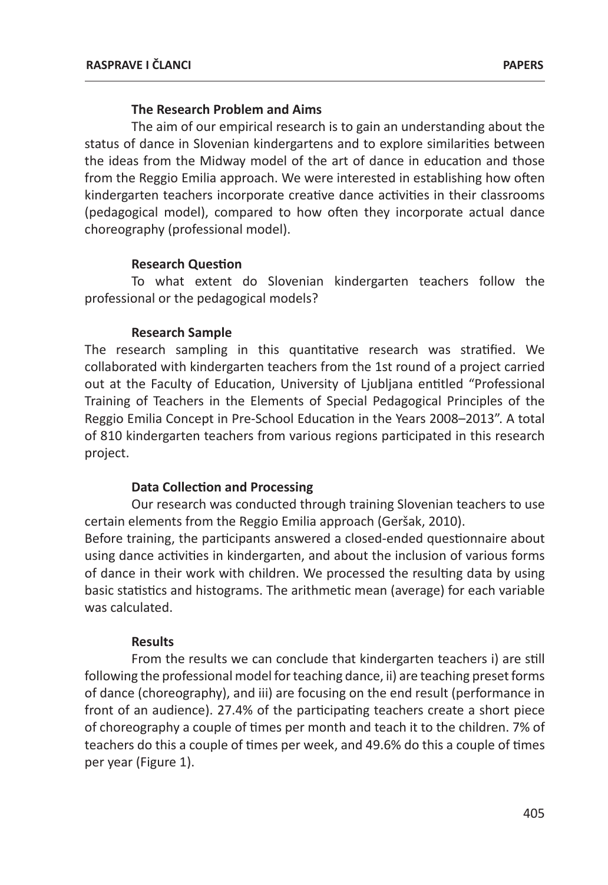### The Research Problem and Aims

The aim of our empirical research is to gain an understanding about the status of dance in Slovenian kindergartens and to explore similarities between the ideas from the Midway model of the art of dance in education and those from the Reggio Emilia approach. We were interested in establishing how often kindergarten teachers incorporate creative dance activities in their classrooms (pedagogical model), compared to how often they incorporate actual dance choreography (professional model).

### Research Question

To what extent do Slovenian kindergarten teachers follow the professional or the pedagogical models?

### Research Sample

The research sampling in this quantitative research was stratified. We collaborated with kindergarten teachers from the 1st round of a project carried out at the Faculty of Education, University of Ljubljana entitled "Professional Training of Teachers in the Elements of Special Pedagogical Principles of the Reggio Emilia Concept in Pre-School Education in the Years 2008–2013". A total of 810 kindergarten teachers from various regions participated in this research project.

### Data Collection and Processing

Our research was conducted through training Slovenian teachers to use certain elements from the Reggio Emilia approach (Geršak, 2010).

Before training, the participants answered a closed-ended questionnaire about using dance activities in kindergarten, and about the inclusion of various forms of dance in their work with children. We processed the resulting data by using basic statistics and histograms. The arithmetic mean (average) for each variable was calculated.

### Results

From the results we can conclude that kindergarten teachers i) are still following the professional model for teaching dance, ii) are teaching preset forms of dance (choreography), and iii) are focusing on the end result (performance in front of an audience). 27.4% of the participating teachers create a short piece of choreography a couple of times per month and teach it to the children. 7% of teachers do this a couple of times per week, and 49.6% do this a couple of times per year (Figure 1).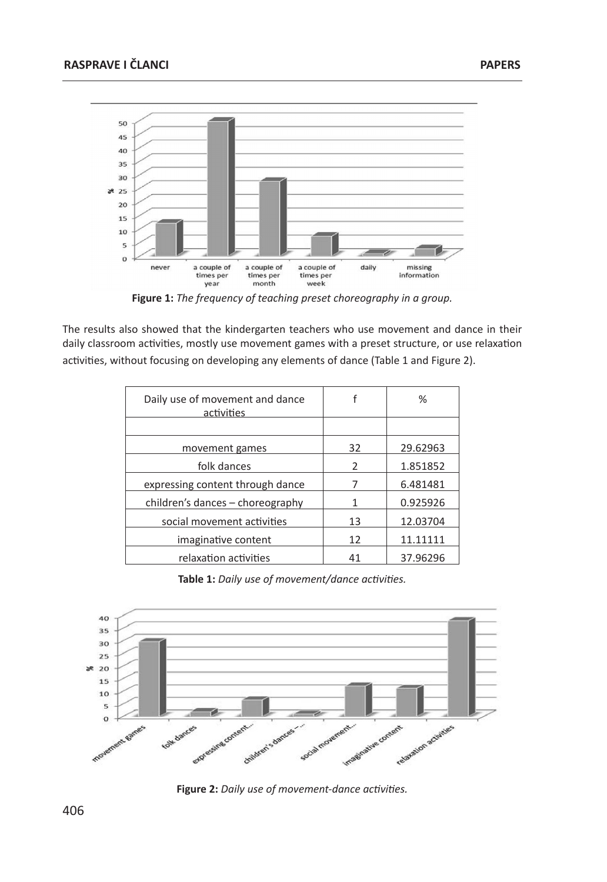**Figure 1:** *The frequency of teaching preset choreography in a group.*

The results also showed that the kindergarten teachers who use movement and dance in their daily classroom activities, mostly use movement games with a preset structure, or use relaxation activities, without focusing on developing any elements of dance (Table 1 and Figure 2).

| Daily use of movement and dance activities | f | % |
|---|---|---|
| | | |
| movement games | 32 | 29.62963 |
| folk dances | 2 | 1.851852 |
| expressing content through dance | 7 | 6.481481 |
| children's dances – choreography | 1 | 0.925926 |
| social movement activities | 13 | 12.03704 |
| imaginative content | 12 | 11.11111 |
| relaxation activities | 41 | 37.96296 |

**Table 1:** *Daily use of movement/dance activities.*

**Figure 2:** *Daily use of movement-dance activities.*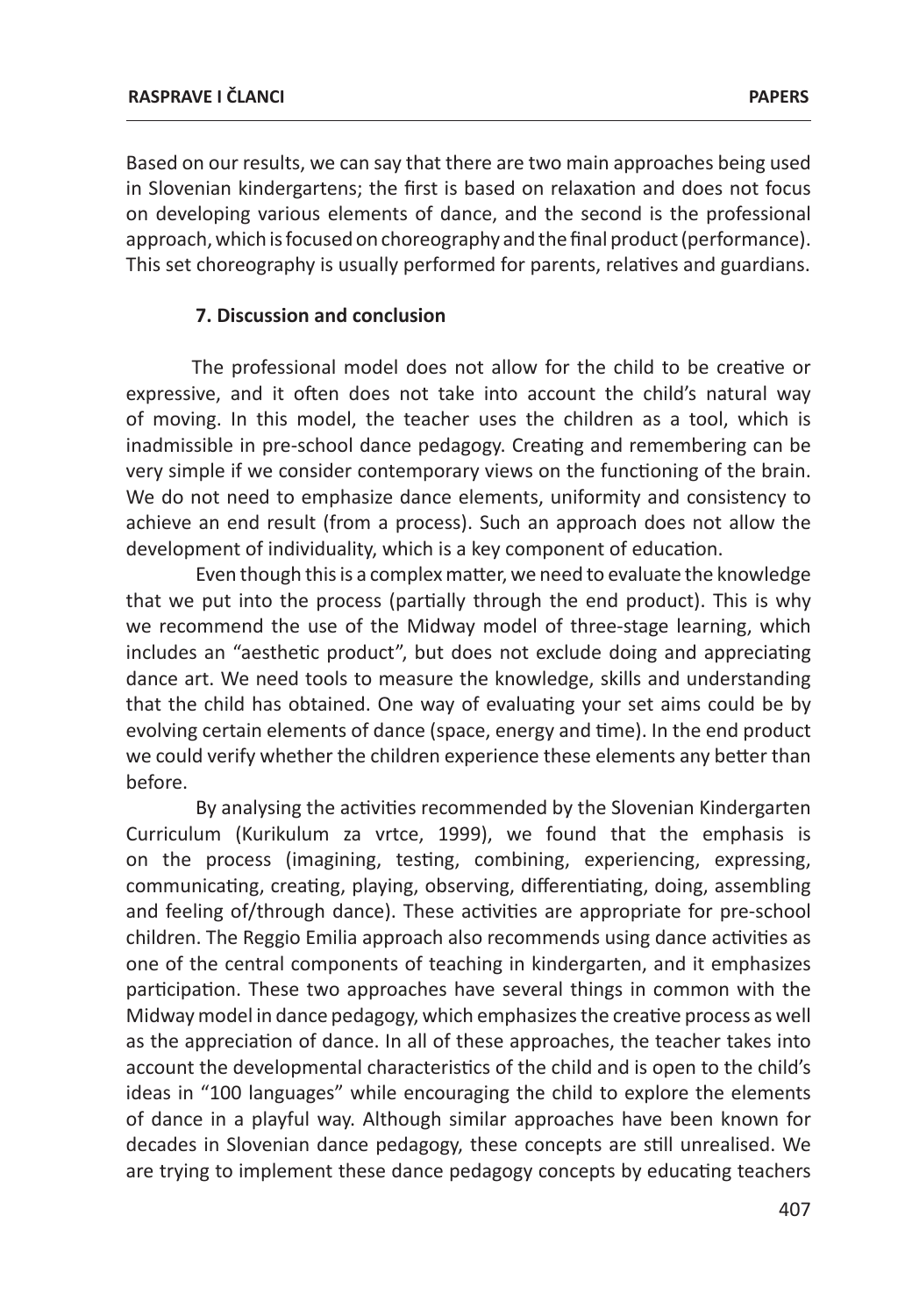Based on our results, we can say that there are two main approaches being used in Slovenian kindergartens; the first is based on relaxation and does not focus on developing various elements of dance, and the second is the professional approach, which is focused on choreography and the final product (performance). This set choreography is usually performed for parents, relatives and guardians.

## 7. Discussion and conclusion

The professional model does not allow for the child to be creative or expressive, and it often does not take into account the child's natural way of moving. In this model, the teacher uses the children as a tool, which is inadmissible in pre-school dance pedagogy. Creating and remembering can be very simple if we consider contemporary views on the functioning of the brain. We do not need to emphasize dance elements, uniformity and consistency to achieve an end result (from a process). Such an approach does not allow the development of individuality, which is a key component of education.

Even though this is a complex matter, we need to evaluate the knowledge that we put into the process (partially through the end product). This is why we recommend the use of the Midway model of three-stage learning, which includes an "aesthetic product", but does not exclude doing and appreciating dance art. We need tools to measure the knowledge, skills and understanding that the child has obtained. One way of evaluating your set aims could be by evolving certain elements of dance (space, energy and time). In the end product we could verify whether the children experience these elements any better than before.

By analysing the activities recommended by the Slovenian Kindergarten Curriculum (Kurikulum za vrtce, 1999), we found that the emphasis is on the process (imagining, testing, combining, experiencing, expressing, communicating, creating, playing, observing, differentiating, doing, assembling and feeling of/through dance). These activities are appropriate for pre-school children. The Reggio Emilia approach also recommends using dance activities as one of the central components of teaching in kindergarten, and it emphasizes participation. These two approaches have several things in common with the Midway model in dance pedagogy, which emphasizes the creative process as well as the appreciation of dance. In all of these approaches, the teacher takes into account the developmental characteristics of the child and is open to the child's ideas in "100 languages" while encouraging the child to explore the elements of dance in a playful way. Although similar approaches have been known for decades in Slovenian dance pedagogy, these concepts are still unrealised. We are trying to implement these dance pedagogy concepts by educating teachers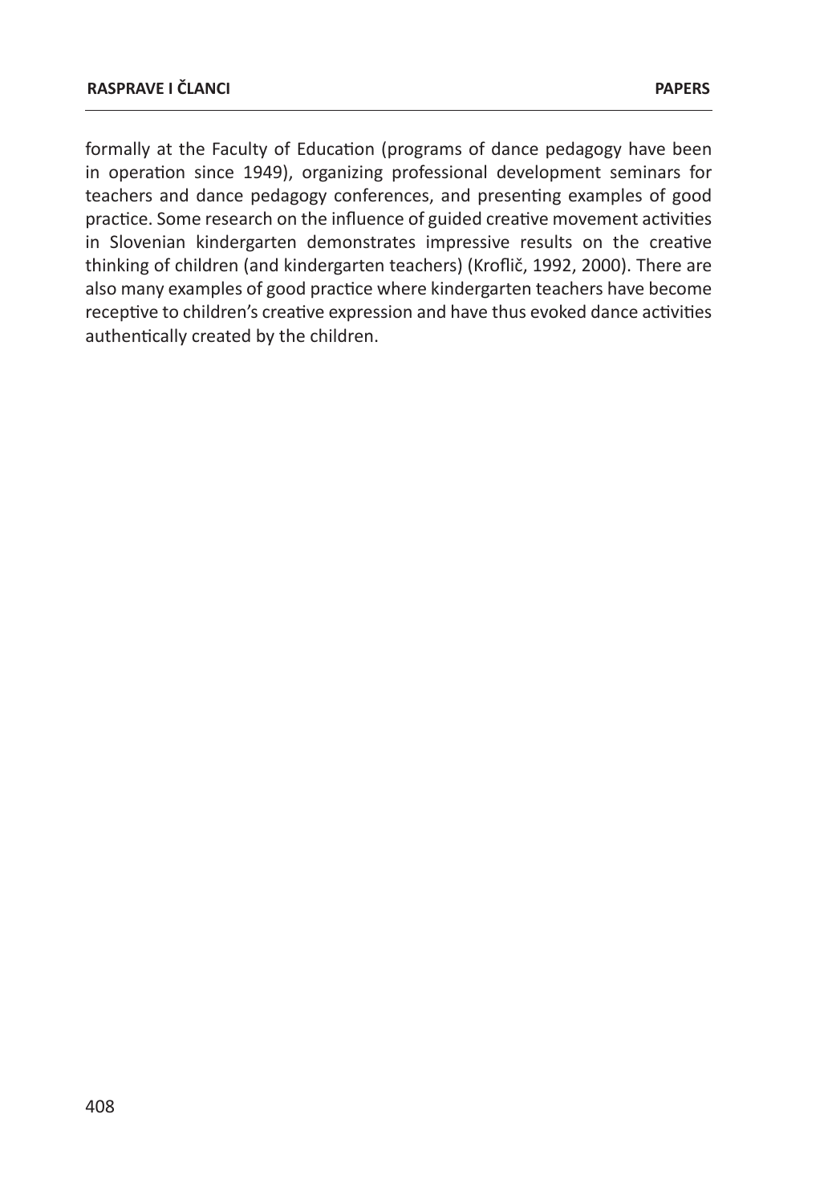formally at the Faculty of Education (programs of dance pedagogy have been in operation since 1949), organizing professional development seminars for teachers and dance pedagogy conferences, and presenting examples of good practice. Some research on the influence of guided creative movement activities in Slovenian kindergarten demonstrates impressive results on the creative thinking of children (and kindergarten teachers) (Kroflič, 1992, 2000). There are also many examples of good practice where kindergarten teachers have become receptive to children's creative expression and have thus evoked dance activities authentically created by the children.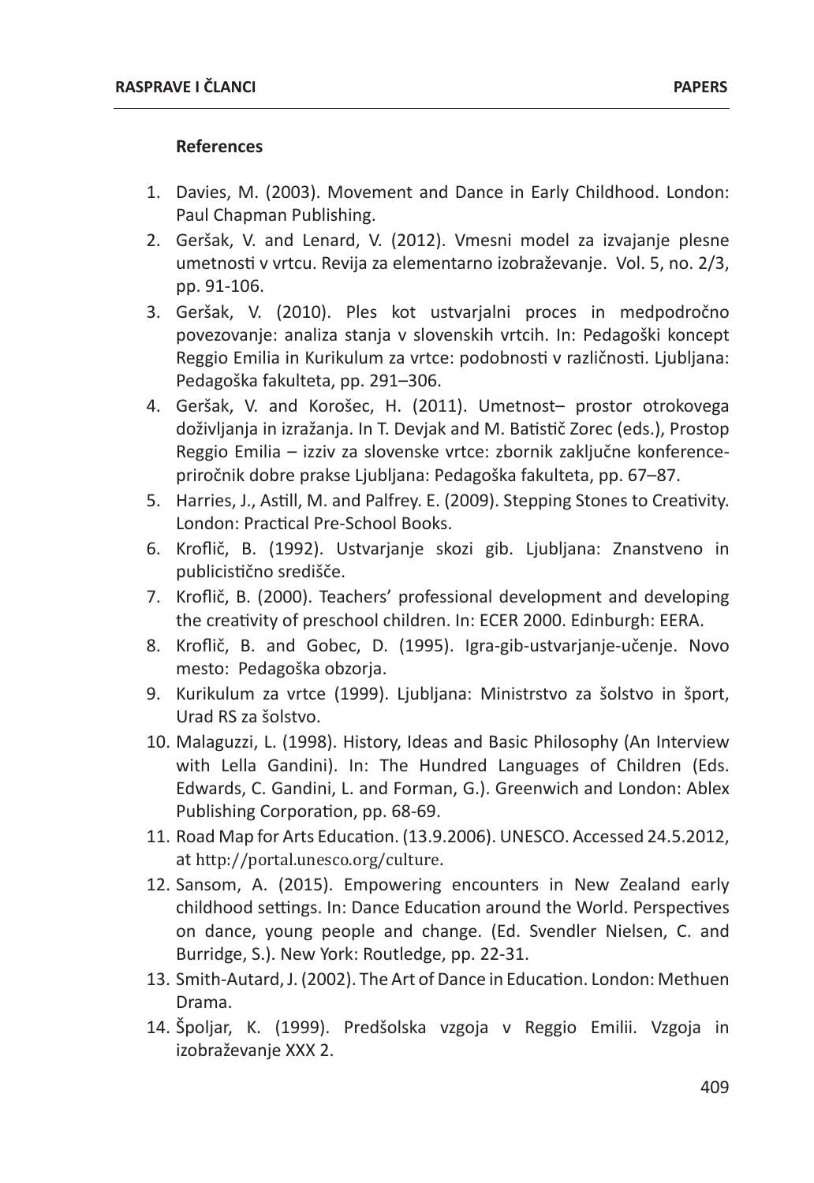**References**

1. Davies, M. (2003). Movement and Dance in Early Childhood. London: Paul Chapman Publishing.
2. Geršak, V. and Lenard, V. (2012). Vmesni model za izvajanje plesne umetnosti v vrtcu. Revija za elementarno izobraževanje. Vol. 5, no. 2/3, pp. 91-106.
3. Geršak, V. (2010). Ples kot ustvarjalni proces in medpodročno povezovanje: analiza stanja v slovenskih vrtcih. In: Pedagoški koncept Reggio Emilia in Kurikulum za vrtce: podobnosti v različnosti. Ljubljana: Pedagoška fakulteta, pp. 291–306.
4. Geršak, V. and Korošec, H. (2011). Umetnost– prostor otrokovega doživljanja in izražanja. In T. Devjak and M. Batistič Zorec (eds.), Prostop Reggio Emilia – izziv za slovenske vrtce: zbornik zaključne konference-priročnik dobre prakse Ljubljana: Pedagoška fakulteta, pp. 67–87.
5. Harries, J., Astill, M. and Palfrey. E. (2009). Stepping Stones to Creativity. London: Practical Pre-School Books.
6. Kroflič, B. (1992). Ustvarjanje skozi gib. Ljubljana: Znanstveno in publicistično središče.
7. Kroflič, B. (2000). Teachers' professional development and developing the creativity of preschool children. In: ECER 2000. Edinburgh: EERA.
8. Kroflič, B. and Gobec, D. (1995). Igra-gib-ustvarjanje-učenje. Novo mesto: Pedagoška obzorja.
9. Kurikulum za vrtce (1999). Ljubljana: Ministrstvo za šolstvo in šport, Urad RS za šolstvo.
10. Malaguzzi, L. (1998). History, Ideas and Basic Philosophy (An Interview with Lella Gandini). In: The Hundred Languages of Children (Eds. Edwards, C. Gandini, L. and Forman, G.). Greenwich and London: Ablex Publishing Corporation, pp. 68-69.
11. Road Map for Arts Education. (13.9.2006). UNESCO. Accessed 24.5.2012, at http://portal.unesco.org/culture.
12. Sansom, A. (2015). Empowering encounters in New Zealand early childhood settings. In: Dance Education around the World. Perspectives on dance, young people and change. (Ed. Svendler Nielsen, C. and Burridge, S.). New York: Routledge, pp. 22-31.
13. Smith-Autard, J. (2002). The Art of Dance in Education. London: Methuen Drama.
14. Špoljar, K. (1999). Predšolska vzgoja v Reggio Emilii. Vzgoja in izobraževanje XXX 2.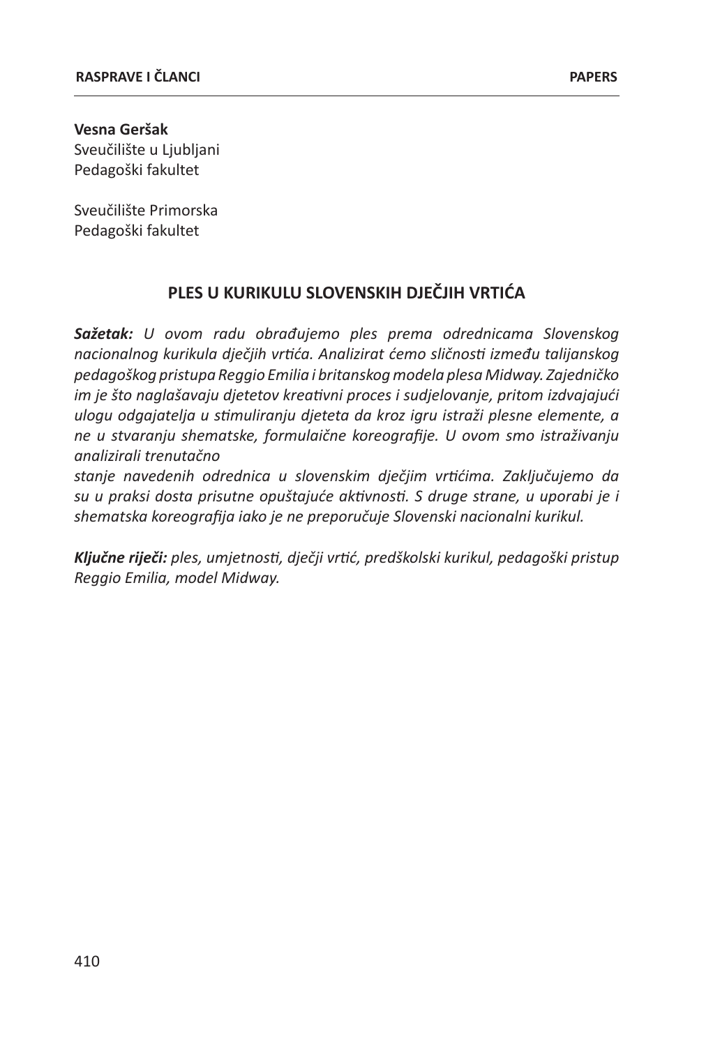**Vesna Geršak**
Sveučilište u Ljubljani
Pedagoški fakultet

Sveučilište Primorska
Pedagoški fakultet

## PLES U KURIKULU SLOVENSKIH DJEČJIH VRTIĆA

***Sažetak:*** *U ovom radu obrađujemo ples prema odrednicama Slovenskog nacionalnog kurikula dječjih vrtića. Analizirat ćemo sličnosti između talijanskog pedagoškog pristupa Reggio Emilia i britanskog modela plesa Midway. Zajedničko im je što naglašavaju djetetov kreativni proces i sudjelovanje, pritom izdvajajući ulogu odgajatelja u stimuliranju djeteta da kroz igru istraži plesne elemente, a ne u stvaranju shematske, formulaične koreografije. U ovom smo istraživanju analizirali trenutačno stanje navedenih odrednica u slovenskim dječjim vrtićima. Zaključujemo da su u praksi dosta prisutne opuštajuće aktivnosti. S druge strane, u uporabi je i shematska koreografija iako je ne preporučuje Slovenski nacionalni kurikul.*

***Ključne riječi:*** *ples, umjetnosti, dječji vrtić, predškolski kurikul, pedagoški pristup Reggio Emilia, model Midway.*